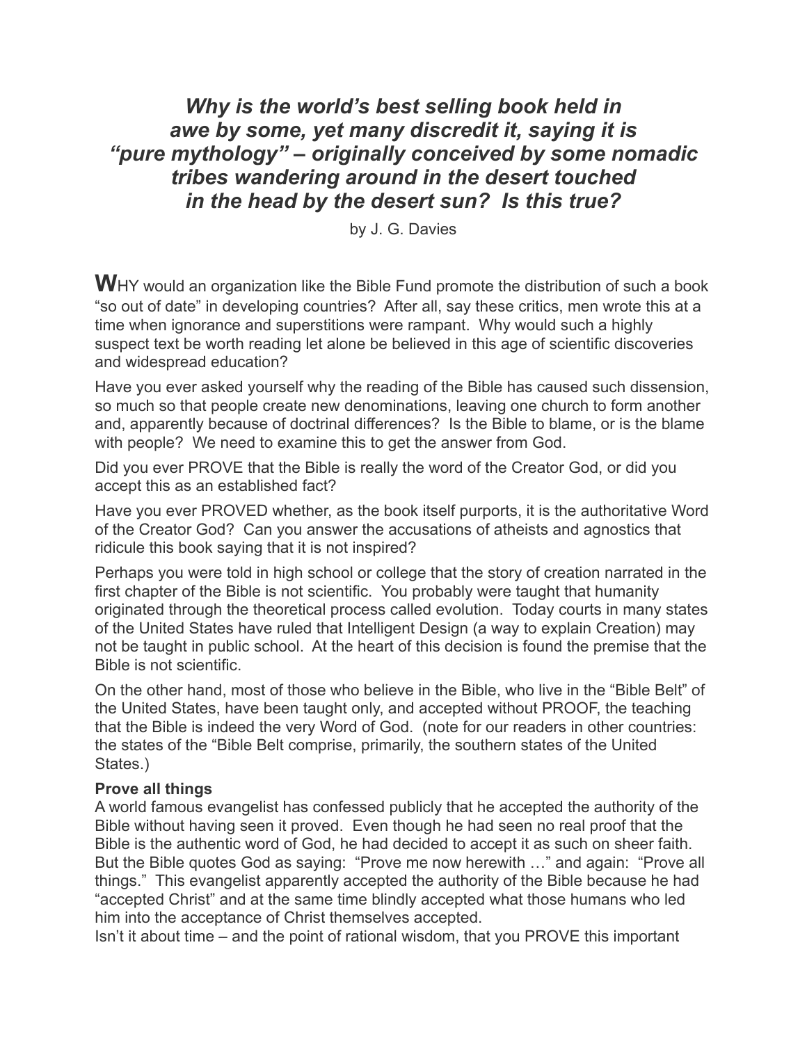# *Why is the world's best selling book held in awe by some, yet many discredit it, saying it is "pure mythology" – originally conceived by some nomadic tribes wandering around in the desert touched in the head by the desert sun? Is this true?*

by J. G. Davies

**W**HY would an organization like the Bible Fund promote the distribution of such a book "so out of date" in developing countries? After all, say these critics, men wrote this at a time when ignorance and superstitions were rampant. Why would such a highly suspect text be worth reading let alone be believed in this age of scientific discoveries and widespread education?

Have you ever asked yourself why the reading of the Bible has caused such dissension, so much so that people create new denominations, leaving one church to form another and, apparently because of doctrinal differences? Is the Bible to blame, or is the blame with people? We need to examine this to get the answer from God.

Did you ever PROVE that the Bible is really the word of the Creator God, or did you accept this as an established fact?

Have you ever PROVED whether, as the book itself purports, it is the authoritative Word of the Creator God? Can you answer the accusations of atheists and agnostics that ridicule this book saying that it is not inspired?

Perhaps you were told in high school or college that the story of creation narrated in the first chapter of the Bible is not scientific. You probably were taught that humanity originated through the theoretical process called evolution. Today courts in many states of the United States have ruled that Intelligent Design (a way to explain Creation) may not be taught in public school. At the heart of this decision is found the premise that the Bible is not scientific.

On the other hand, most of those who believe in the Bible, who live in the "Bible Belt" of the United States, have been taught only, and accepted without PROOF, the teaching that the Bible is indeed the very Word of God. (note for our readers in other countries: the states of the "Bible Belt comprise, primarily, the southern states of the United States.)

**Prove all things**

A world famous evangelist has confessed publicly that he accepted the authority of the Bible without having seen it proved. Even though he had seen no real proof that the Bible is the authentic word of God, he had decided to accept it as such on sheer faith. But the Bible quotes God as saying: "Prove me now herewith …" and again: "Prove all things." This evangelist apparently accepted the authority of the Bible because he had "accepted Christ" and at the same time blindly accepted what those humans who led him into the acceptance of Christ themselves accepted.

Isn't it about time – and the point of rational wisdom, that you PROVE this important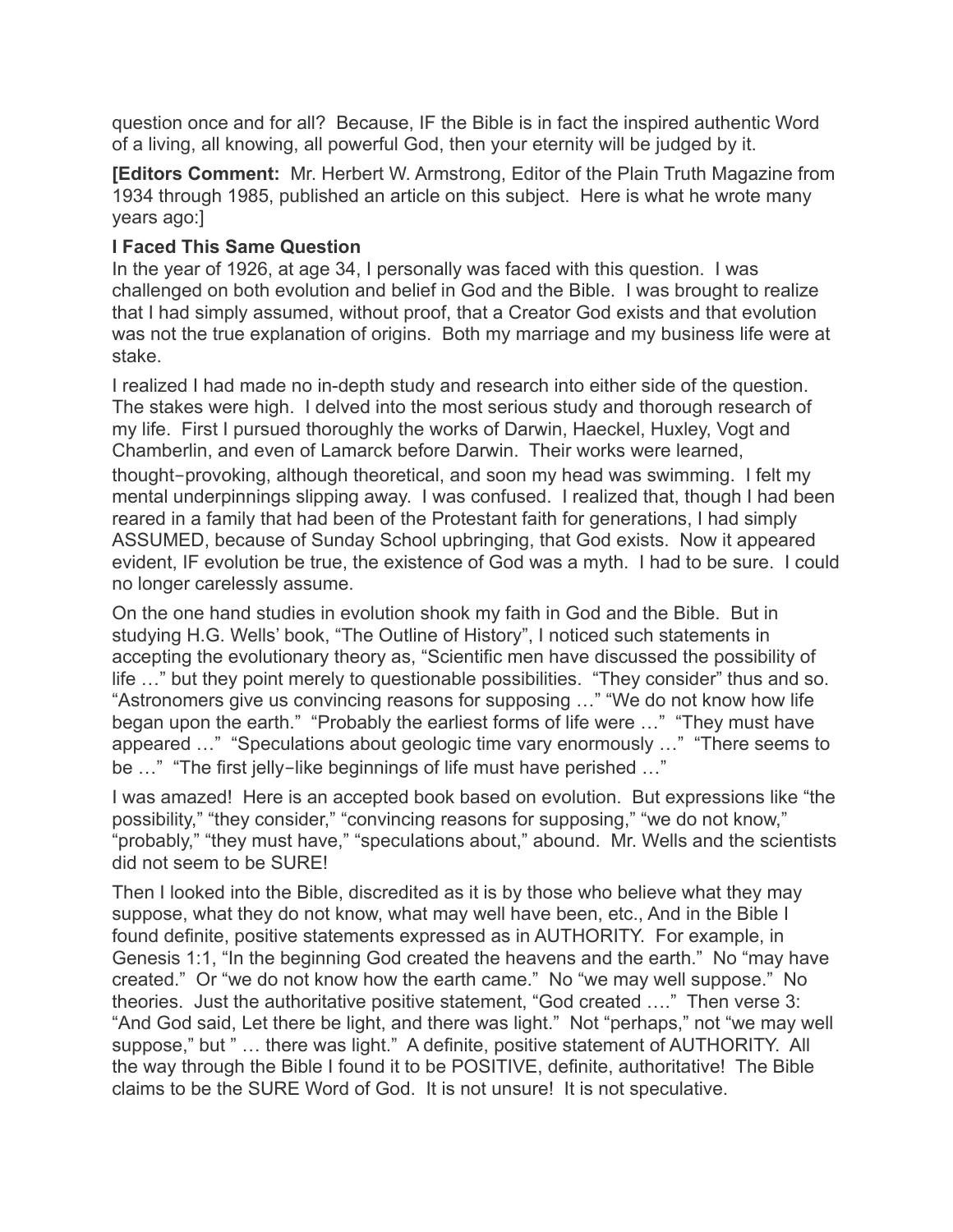question once and for all? Because, IF the Bible is in fact the inspired authentic Word of a living, all knowing, all powerful God, then your eternity will be judged by it.

**[Editors Comment:** Mr. Herbert W. Armstrong, Editor of the Plain Truth Magazine from 1934 through 1985, published an article on this subject. Here is what he wrote many years ago:]

**I Faced This Same Question**

In the year of 1926, at age 34, I personally was faced with this question. I was challenged on both evolution and belief in God and the Bible. I was brought to realize that I had simply assumed, without proof, that a Creator God exists and that evolution was not the true explanation of origins. Both my marriage and my business life were at stake.

I realized I had made no in-depth study and research into either side of the question. The stakes were high. I delved into the most serious study and thorough research of my life. First I pursued thoroughly the works of Darwin, Haeckel, Huxley, Vogt and Chamberlin, and even of Lamarck before Darwin. Their works were learned, thought-provoking, although theoretical, and soon my head was swimming. I felt my mental underpinnings slipping away. I was confused. I realized that, though I had been reared in a family that had been of the Protestant faith for generations, I had simply ASSUMED, because of Sunday School upbringing, that God exists. Now it appeared evident, IF evolution be true, the existence of God was a myth. I had to be sure. I could no longer carelessly assume.

On the one hand studies in evolution shook my faith in God and the Bible. But in studying H.G. Wells' book, "The Outline of History", I noticed such statements in accepting the evolutionary theory as, "Scientific men have discussed the possibility of life …" but they point merely to questionable possibilities. "They consider" thus and so. "Astronomers give us convincing reasons for supposing …" "We do not know how life began upon the earth." "Probably the earliest forms of life were …" "They must have appeared …" "Speculations about geologic time vary enormously …" "There seems to be …" "The first jelly-like beginnings of life must have perished …"

I was amazed! Here is an accepted book based on evolution. But expressions like "the possibility," "they consider," "convincing reasons for supposing," "we do not know," "probably," "they must have," "speculations about," abound. Mr. Wells and the scientists did not seem to be SURE!

Then I looked into the Bible, discredited as it is by those who believe what they may suppose, what they do not know, what may well have been, etc., And in the Bible I found definite, positive statements expressed as in AUTHORITY. For example, in Genesis 1:1, "In the beginning God created the heavens and the earth." No "may have created." Or "we do not know how the earth came." No "we may well suppose." No theories. Just the authoritative positive statement, "God created …." Then verse 3: "And God said, Let there be light, and there was light." Not "perhaps," not "we may well suppose," but " … there was light." A definite, positive statement of AUTHORITY. All the way through the Bible I found it to be POSITIVE, definite, authoritative! The Bible claims to be the SURE Word of God. It is not unsure! It is not speculative.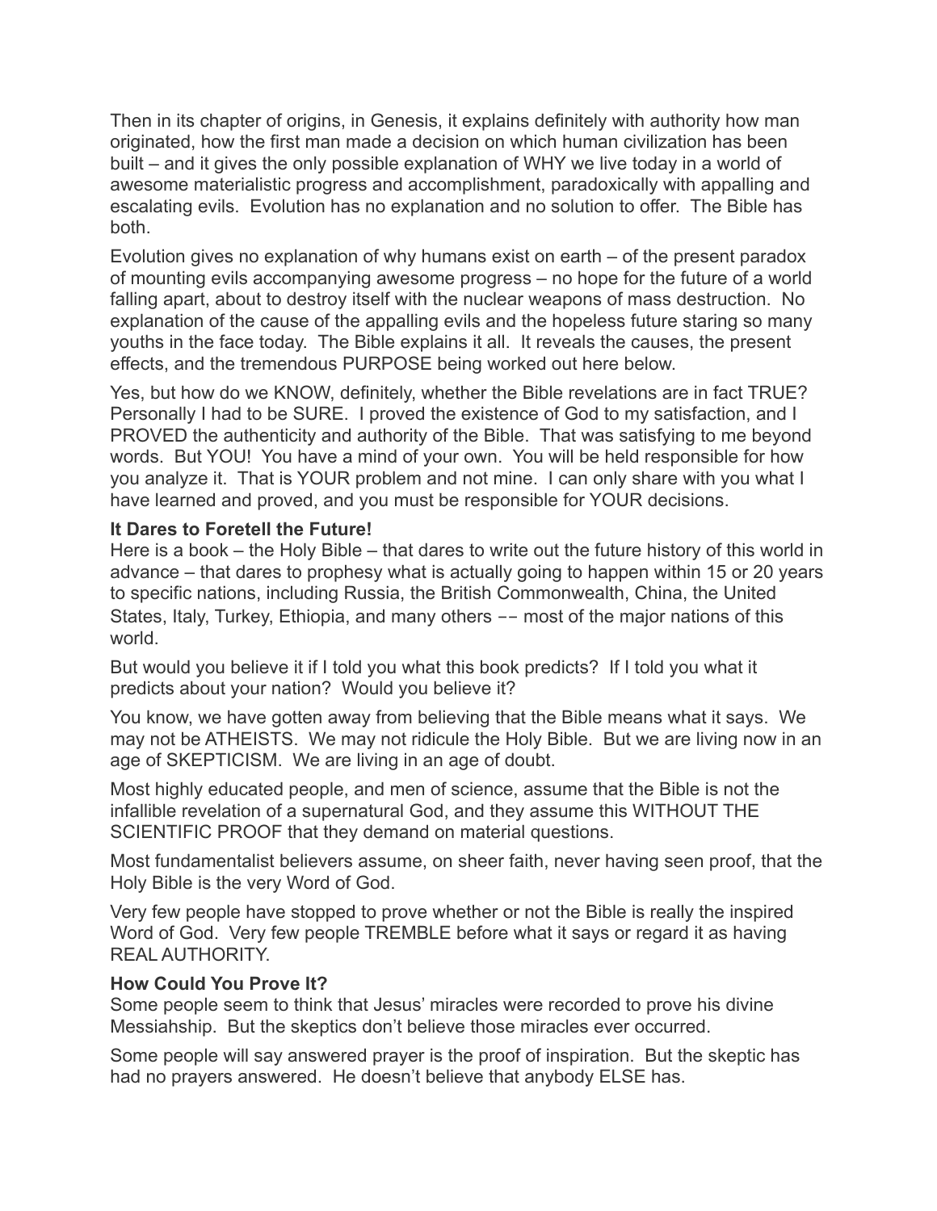Then in its chapter of origins, in Genesis, it explains definitely with authority how man originated, how the first man made a decision on which human civilization has been built – and it gives the only possible explanation of WHY we live today in a world of awesome materialistic progress and accomplishment, paradoxically with appalling and escalating evils. Evolution has no explanation and no solution to offer. The Bible has both.

Evolution gives no explanation of why humans exist on earth – of the present paradox of mounting evils accompanying awesome progress – no hope for the future of a world falling apart, about to destroy itself with the nuclear weapons of mass destruction. No explanation of the cause of the appalling evils and the hopeless future staring so many youths in the face today. The Bible explains it all. It reveals the causes, the present effects, and the tremendous PURPOSE being worked out here below.

Yes, but how do we KNOW, definitely, whether the Bible revelations are in fact TRUE? Personally I had to be SURE. I proved the existence of God to my satisfaction, and I PROVED the authenticity and authority of the Bible. That was satisfying to me beyond words. But YOU! You have a mind of your own. You will be held responsible for how you analyze it. That is YOUR problem and not mine. I can only share with you what I have learned and proved, and you must be responsible for YOUR decisions.

**It Dares to Foretell the Future!**

Here is a book – the Holy Bible – that dares to write out the future history of this world in advance – that dares to prophesy what is actually going to happen within 15 or 20 years to specific nations, including Russia, the British Commonwealth, China, the United States, Italy, Turkey, Ethiopia, and many others –– most of the major nations of this world.

But would you believe it if I told you what this book predicts? If I told you what it predicts about your nation? Would you believe it?

You know, we have gotten away from believing that the Bible means what it says. We may not be ATHEISTS. We may not ridicule the Holy Bible. But we are living now in an age of SKEPTICISM. We are living in an age of doubt.

Most highly educated people, and men of science, assume that the Bible is not the infallible revelation of a supernatural God, and they assume this WITHOUT THE SCIENTIFIC PROOF that they demand on material questions.

Most fundamentalist believers assume, on sheer faith, never having seen proof, that the Holy Bible is the very Word of God.

Very few people have stopped to prove whether or not the Bible is really the inspired Word of God. Very few people TREMBLE before what it says or regard it as having REAL AUTHORITY.

**How Could You Prove It?**

Some people seem to think that Jesus' miracles were recorded to prove his divine Messiahship. But the skeptics don't believe those miracles ever occurred.

Some people will say answered prayer is the proof of inspiration. But the skeptic has had no prayers answered. He doesn't believe that anybody ELSE has.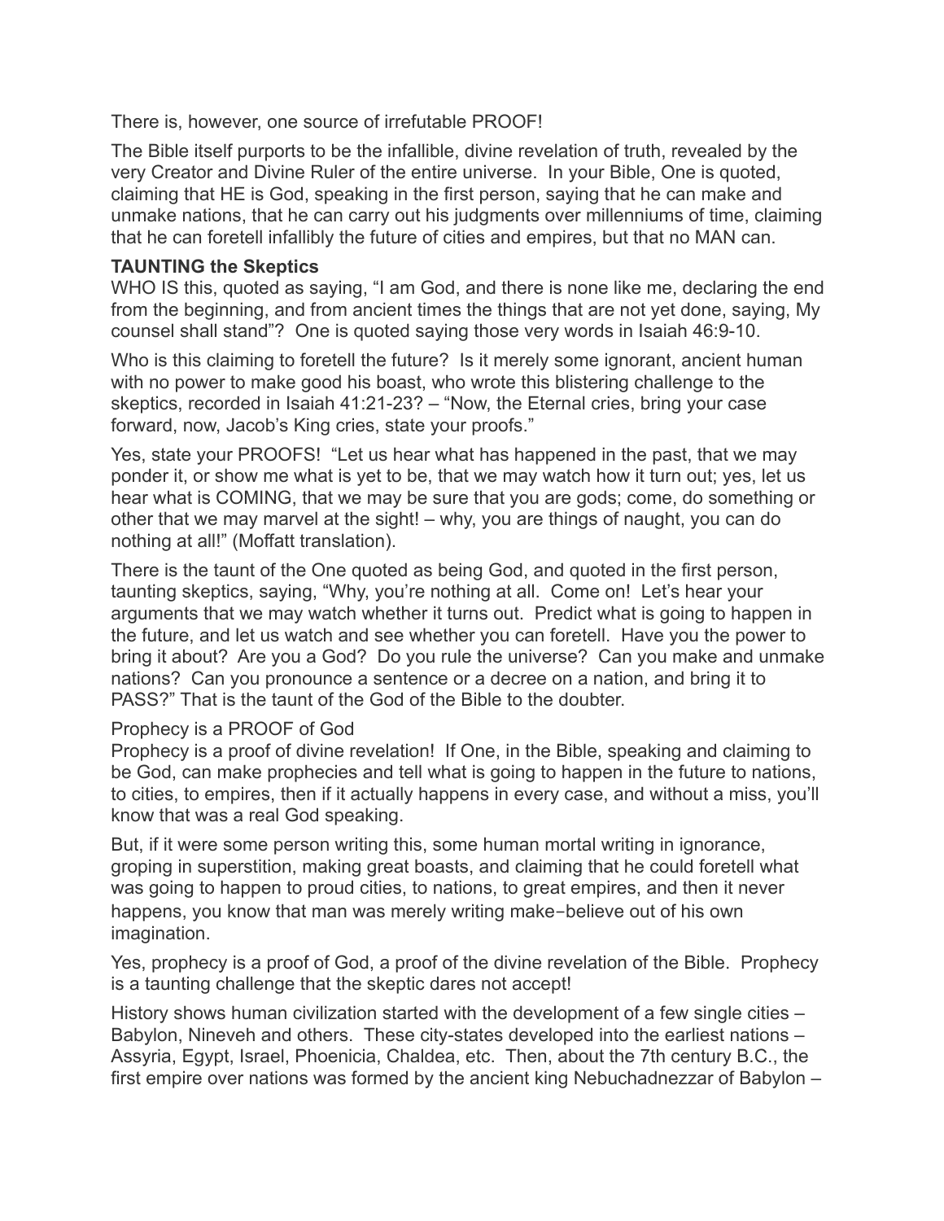There is, however, one source of irrefutable PROOF!

The Bible itself purports to be the infallible, divine revelation of truth, revealed by the very Creator and Divine Ruler of the entire universe. In your Bible, One is quoted, claiming that HE is God, speaking in the first person, saying that he can make and unmake nations, that he can carry out his judgments over millenniums of time, claiming that he can foretell infallibly the future of cities and empires, but that no MAN can.

**TAUNTING the Skeptics**

WHO IS this, quoted as saying, "I am God, and there is none like me, declaring the end from the beginning, and from ancient times the things that are not yet done, saying, My counsel shall stand"? One is quoted saying those very words in Isaiah 46:9-10.

Who is this claiming to foretell the future? Is it merely some ignorant, ancient human with no power to make good his boast, who wrote this blistering challenge to the skeptics, recorded in Isaiah 41:21-23? – "Now, the Eternal cries, bring your case forward, now, Jacob's King cries, state your proofs."

Yes, state your PROOFS! "Let us hear what has happened in the past, that we may ponder it, or show me what is yet to be, that we may watch how it turn out; yes, let us hear what is COMING, that we may be sure that you are gods; come, do something or other that we may marvel at the sight! – why, you are things of naught, you can do nothing at all!" (Moffatt translation).

There is the taunt of the One quoted as being God, and quoted in the first person, taunting skeptics, saying, "Why, you're nothing at all. Come on! Let's hear your arguments that we may watch whether it turns out. Predict what is going to happen in the future, and let us watch and see whether you can foretell. Have you the power to bring it about? Are you a God? Do you rule the universe? Can you make and unmake nations? Can you pronounce a sentence or a decree on a nation, and bring it to PASS?" That is the taunt of the God of the Bible to the doubter.

Prophecy is a PROOF of God

Prophecy is a proof of divine revelation! If One, in the Bible, speaking and claiming to be God, can make prophecies and tell what is going to happen in the future to nations, to cities, to empires, then if it actually happens in every case, and without a miss, you'll know that was a real God speaking.

But, if it were some person writing this, some human mortal writing in ignorance, groping in superstition, making great boasts, and claiming that he could foretell what was going to happen to proud cities, to nations, to great empires, and then it never happens, you know that man was merely writing make-believe out of his own imagination.

Yes, prophecy is a proof of God, a proof of the divine revelation of the Bible. Prophecy is a taunting challenge that the skeptic dares not accept!

History shows human civilization started with the development of a few single cities – Babylon, Nineveh and others. These city-states developed into the earliest nations – Assyria, Egypt, Israel, Phoenicia, Chaldea, etc. Then, about the 7th century B.C., the first empire over nations was formed by the ancient king Nebuchadnezzar of Babylon –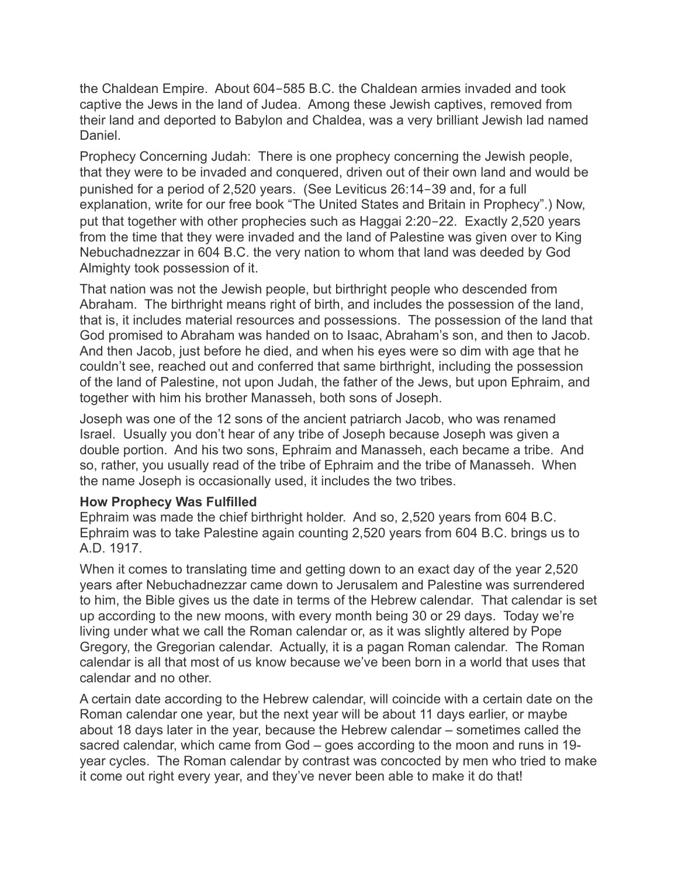the Chaldean Empire. About 604‑585 B.C. the Chaldean armies invaded and took captive the Jews in the land of Judea. Among these Jewish captives, removed from their land and deported to Babylon and Chaldea, was a very brilliant Jewish lad named Daniel.

Prophecy Concerning Judah: There is one prophecy concerning the Jewish people, that they were to be invaded and conquered, driven out of their own land and would be punished for a period of 2,520 years. (See Leviticus 26:14‑39 and, for a full explanation, write for our free book "The United States and Britain in Prophecy".) Now, put that together with other prophecies such as Haggai 2:20‑22. Exactly 2,520 years from the time that they were invaded and the land of Palestine was given over to King Nebuchadnezzar in 604 B.C. the very nation to whom that land was deeded by God Almighty took possession of it.

That nation was not the Jewish people, but birthright people who descended from Abraham. The birthright means right of birth, and includes the possession of the land, that is, it includes material resources and possessions. The possession of the land that God promised to Abraham was handed on to Isaac, Abraham's son, and then to Jacob. And then Jacob, just before he died, and when his eyes were so dim with age that he couldn't see, reached out and conferred that same birthright, including the possession of the land of Palestine, not upon Judah, the father of the Jews, but upon Ephraim, and together with him his brother Manasseh, both sons of Joseph.

Joseph was one of the 12 sons of the ancient patriarch Jacob, who was renamed Israel. Usually you don't hear of any tribe of Joseph because Joseph was given a double portion. And his two sons, Ephraim and Manasseh, each became a tribe. And so, rather, you usually read of the tribe of Ephraim and the tribe of Manasseh. When the name Joseph is occasionally used, it includes the two tribes.

**How Prophecy Was Fulfilled**

Ephraim was made the chief birthright holder. And so, 2,520 years from 604 B.C. Ephraim was to take Palestine again counting 2,520 years from 604 B.C. brings us to A.D. 1917.

When it comes to translating time and getting down to an exact day of the year 2,520 years after Nebuchadnezzar came down to Jerusalem and Palestine was surrendered to him, the Bible gives us the date in terms of the Hebrew calendar. That calendar is set up according to the new moons, with every month being 30 or 29 days. Today we're living under what we call the Roman calendar or, as it was slightly altered by Pope Gregory, the Gregorian calendar. Actually, it is a pagan Roman calendar. The Roman calendar is all that most of us know because we've been born in a world that uses that calendar and no other.

A certain date according to the Hebrew calendar, will coincide with a certain date on the Roman calendar one year, but the next year will be about 11 days earlier, or maybe about 18 days later in the year, because the Hebrew calendar – sometimes called the sacred calendar, which came from God – goes according to the moon and runs in 19-year cycles. The Roman calendar by contrast was concocted by men who tried to make it come out right every year, and they've never been able to make it do that!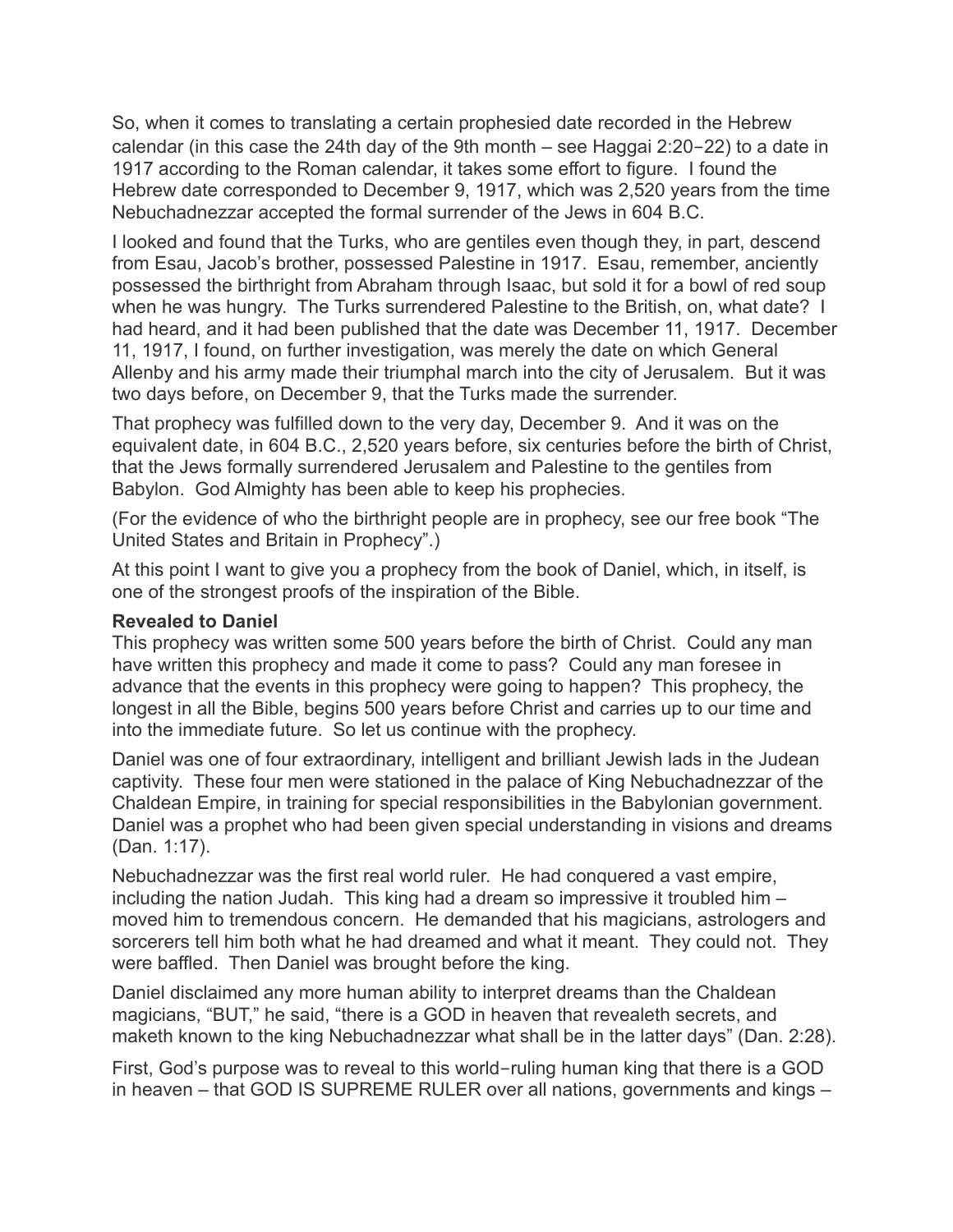So, when it comes to translating a certain prophesied date recorded in the Hebrew calendar (in this case the 24th day of the 9th month – see Haggai 2:20‑22) to a date in 1917 according to the Roman calendar, it takes some effort to figure. I found the Hebrew date corresponded to December 9, 1917, which was 2,520 years from the time Nebuchadnezzar accepted the formal surrender of the Jews in 604 B.C.

I looked and found that the Turks, who are gentiles even though they, in part, descend from Esau, Jacob's brother, possessed Palestine in 1917. Esau, remember, anciently possessed the birthright from Abraham through Isaac, but sold it for a bowl of red soup when he was hungry. The Turks surrendered Palestine to the British, on, what date? I had heard, and it had been published that the date was December 11, 1917. December 11, 1917, I found, on further investigation, was merely the date on which General Allenby and his army made their triumphal march into the city of Jerusalem. But it was two days before, on December 9, that the Turks made the surrender.

That prophecy was fulfilled down to the very day, December 9. And it was on the equivalent date, in 604 B.C., 2,520 years before, six centuries before the birth of Christ, that the Jews formally surrendered Jerusalem and Palestine to the gentiles from Babylon. God Almighty has been able to keep his prophecies.

(For the evidence of who the birthright people are in prophecy, see our free book "The United States and Britain in Prophecy".)

At this point I want to give you a prophecy from the book of Daniel, which, in itself, is one of the strongest proofs of the inspiration of the Bible.

**Revealed to Daniel**

This prophecy was written some 500 years before the birth of Christ. Could any man have written this prophecy and made it come to pass? Could any man foresee in advance that the events in this prophecy were going to happen? This prophecy, the longest in all the Bible, begins 500 years before Christ and carries up to our time and into the immediate future. So let us continue with the prophecy.

Daniel was one of four extraordinary, intelligent and brilliant Jewish lads in the Judean captivity. These four men were stationed in the palace of King Nebuchadnezzar of the Chaldean Empire, in training for special responsibilities in the Babylonian government. Daniel was a prophet who had been given special understanding in visions and dreams (Dan. 1:17).

Nebuchadnezzar was the first real world ruler. He had conquered a vast empire, including the nation Judah. This king had a dream so impressive it troubled him – moved him to tremendous concern. He demanded that his magicians, astrologers and sorcerers tell him both what he had dreamed and what it meant. They could not. They were baffled. Then Daniel was brought before the king.

Daniel disclaimed any more human ability to interpret dreams than the Chaldean magicians, "BUT," he said, "there is a GOD in heaven that revealeth secrets, and maketh known to the king Nebuchadnezzar what shall be in the latter days" (Dan. 2:28).

First, God's purpose was to reveal to this world‑ruling human king that there is a GOD in heaven – that GOD IS SUPREME RULER over all nations, governments and kings –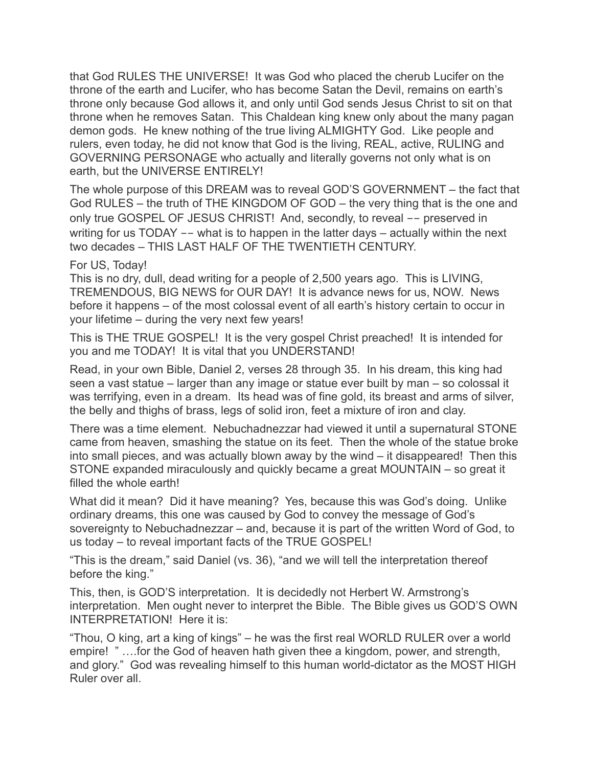that God RULES THE UNIVERSE! It was God who placed the cherub Lucifer on the throne of the earth and Lucifer, who has become Satan the Devil, remains on earth's throne only because God allows it, and only until God sends Jesus Christ to sit on that throne when he removes Satan. This Chaldean king knew only about the many pagan demon gods. He knew nothing of the true living ALMIGHTY God. Like people and rulers, even today, he did not know that God is the living, REAL, active, RULING and GOVERNING PERSONAGE who actually and literally governs not only what is on earth, but the UNIVERSE ENTIRELY!

The whole purpose of this DREAM was to reveal GOD'S GOVERNMENT – the fact that God RULES – the truth of THE KINGDOM OF GOD – the very thing that is the one and only true GOSPEL OF JESUS CHRIST! And, secondly, to reveal -- preserved in writing for us TODAY -- what is to happen in the latter days – actually within the next two decades – THIS LAST HALF OF THE TWENTIETH CENTURY.

For US, Today!

This is no dry, dull, dead writing for a people of 2,500 years ago. This is LIVING, TREMENDOUS, BIG NEWS for OUR DAY! It is advance news for us, NOW. News before it happens – of the most colossal event of all earth's history certain to occur in your lifetime – during the very next few years!

This is THE TRUE GOSPEL! It is the very gospel Christ preached! It is intended for you and me TODAY! It is vital that you UNDERSTAND!

Read, in your own Bible, Daniel 2, verses 28 through 35. In his dream, this king had seen a vast statue – larger than any image or statue ever built by man – so colossal it was terrifying, even in a dream. Its head was of fine gold, its breast and arms of silver, the belly and thighs of brass, legs of solid iron, feet a mixture of iron and clay.

There was a time element. Nebuchadnezzar had viewed it until a supernatural STONE came from heaven, smashing the statue on its feet. Then the whole of the statue broke into small pieces, and was actually blown away by the wind – it disappeared! Then this STONE expanded miraculously and quickly became a great MOUNTAIN – so great it filled the whole earth!

What did it mean? Did it have meaning? Yes, because this was God's doing. Unlike ordinary dreams, this one was caused by God to convey the message of God's sovereignty to Nebuchadnezzar – and, because it is part of the written Word of God, to us today – to reveal important facts of the TRUE GOSPEL!

"This is the dream," said Daniel (vs. 36), "and we will tell the interpretation thereof before the king."

This, then, is GOD'S interpretation. It is decidedly not Herbert W. Armstrong's interpretation. Men ought never to interpret the Bible. The Bible gives us GOD'S OWN INTERPRETATION! Here it is:

"Thou, O king, art a king of kings" – he was the first real WORLD RULER over a world empire! " ….for the God of heaven hath given thee a kingdom, power, and strength, and glory." God was revealing himself to this human world-dictator as the MOST HIGH Ruler over all.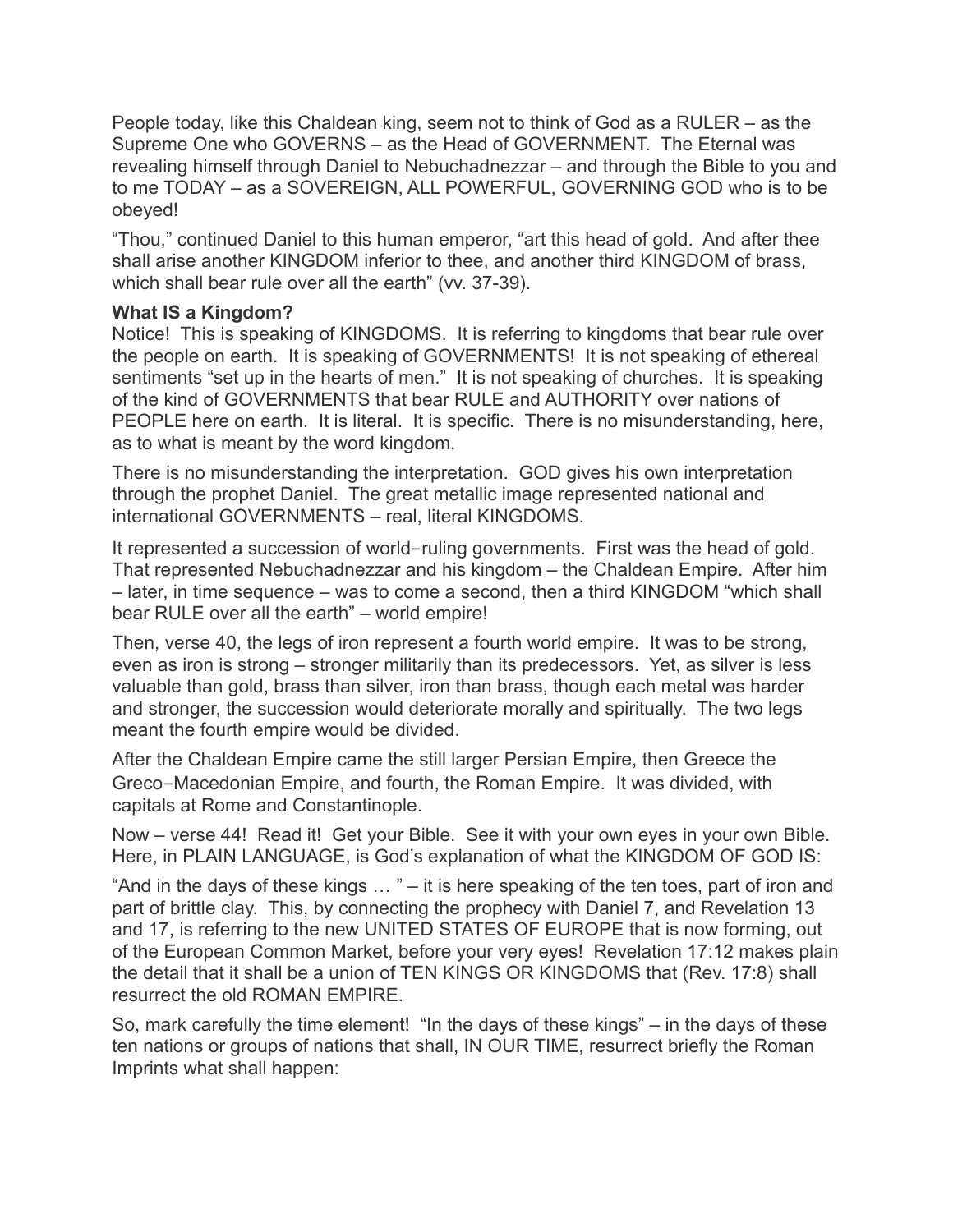People today, like this Chaldean king, seem not to think of God as a RULER – as the Supreme One who GOVERNS – as the Head of GOVERNMENT. The Eternal was revealing himself through Daniel to Nebuchadnezzar – and through the Bible to you and to me TODAY – as a SOVEREIGN, ALL POWERFUL, GOVERNING GOD who is to be obeyed!

"Thou," continued Daniel to this human emperor, "art this head of gold. And after thee shall arise another KINGDOM inferior to thee, and another third KINGDOM of brass, which shall bear rule over all the earth" (vv. 37-39).

**What IS a Kingdom?**

Notice! This is speaking of KINGDOMS. It is referring to kingdoms that bear rule over the people on earth. It is speaking of GOVERNMENTS! It is not speaking of ethereal sentiments "set up in the hearts of men." It is not speaking of churches. It is speaking of the kind of GOVERNMENTS that bear RULE and AUTHORITY over nations of PEOPLE here on earth. It is literal. It is specific. There is no misunderstanding, here, as to what is meant by the word kingdom.

There is no misunderstanding the interpretation. GOD gives his own interpretation through the prophet Daniel. The great metallic image represented national and international GOVERNMENTS – real, literal KINGDOMS.

It represented a succession of world-ruling governments. First was the head of gold. That represented Nebuchadnezzar and his kingdom – the Chaldean Empire. After him – later, in time sequence – was to come a second, then a third KINGDOM "which shall bear RULE over all the earth" – world empire!

Then, verse 40, the legs of iron represent a fourth world empire. It was to be strong, even as iron is strong – stronger militarily than its predecessors. Yet, as silver is less valuable than gold, brass than silver, iron than brass, though each metal was harder and stronger, the succession would deteriorate morally and spiritually. The two legs meant the fourth empire would be divided.

After the Chaldean Empire came the still larger Persian Empire, then Greece the Greco-Macedonian Empire, and fourth, the Roman Empire. It was divided, with capitals at Rome and Constantinople.

Now – verse 44! Read it! Get your Bible. See it with your own eyes in your own Bible. Here, in PLAIN LANGUAGE, is God's explanation of what the KINGDOM OF GOD IS:

"And in the days of these kings … " – it is here speaking of the ten toes, part of iron and part of brittle clay. This, by connecting the prophecy with Daniel 7, and Revelation 13 and 17, is referring to the new UNITED STATES OF EUROPE that is now forming, out of the European Common Market, before your very eyes! Revelation 17:12 makes plain the detail that it shall be a union of TEN KINGS OR KINGDOMS that (Rev. 17:8) shall resurrect the old ROMAN EMPIRE.

So, mark carefully the time element! "In the days of these kings" – in the days of these ten nations or groups of nations that shall, IN OUR TIME, resurrect briefly the Roman Imprints what shall happen: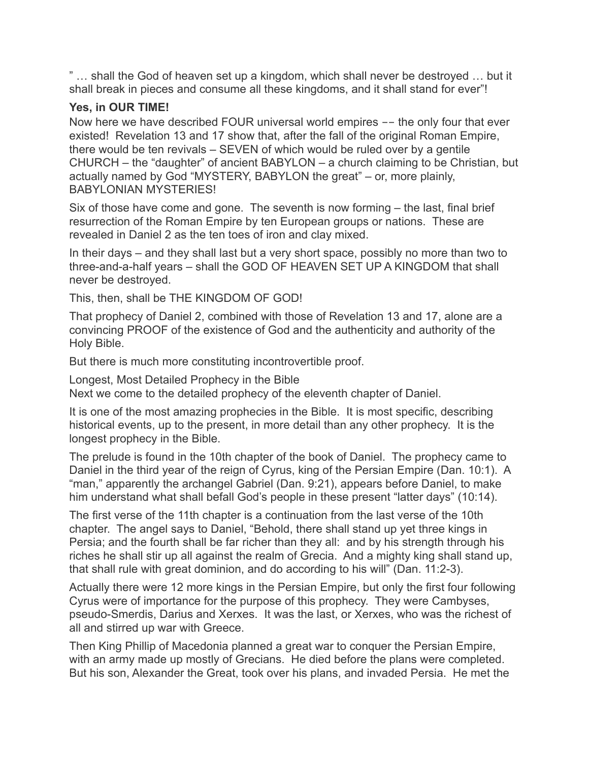" … shall the God of heaven set up a kingdom, which shall never be destroyed … but it shall break in pieces and consume all these kingdoms, and it shall stand for ever"!

**Yes, in OUR TIME!**

Now here we have described FOUR universal world empires –– the only four that ever existed! Revelation 13 and 17 show that, after the fall of the original Roman Empire, there would be ten revivals – SEVEN of which would be ruled over by a gentile CHURCH – the "daughter" of ancient BABYLON – a church claiming to be Christian, but actually named by God "MYSTERY, BABYLON the great" – or, more plainly, BABYLONIAN MYSTERIES!

Six of those have come and gone. The seventh is now forming – the last, final brief resurrection of the Roman Empire by ten European groups or nations. These are revealed in Daniel 2 as the ten toes of iron and clay mixed.

In their days – and they shall last but a very short space, possibly no more than two to three-and-a-half years – shall the GOD OF HEAVEN SET UP A KINGDOM that shall never be destroyed.

This, then, shall be THE KINGDOM OF GOD!

That prophecy of Daniel 2, combined with those of Revelation 13 and 17, alone are a convincing PROOF of the existence of God and the authenticity and authority of the Holy Bible.

But there is much more constituting incontrovertible proof.

Longest, Most Detailed Prophecy in the Bible

Next we come to the detailed prophecy of the eleventh chapter of Daniel.

It is one of the most amazing prophecies in the Bible. It is most specific, describing historical events, up to the present, in more detail than any other prophecy. It is the longest prophecy in the Bible.

The prelude is found in the 10th chapter of the book of Daniel. The prophecy came to Daniel in the third year of the reign of Cyrus, king of the Persian Empire (Dan. 10:1). A "man," apparently the archangel Gabriel (Dan. 9:21), appears before Daniel, to make him understand what shall befall God's people in these present "latter days" (10:14).

The first verse of the 11th chapter is a continuation from the last verse of the 10th chapter. The angel says to Daniel, "Behold, there shall stand up yet three kings in Persia; and the fourth shall be far richer than they all: and by his strength through his riches he shall stir up all against the realm of Grecia. And a mighty king shall stand up, that shall rule with great dominion, and do according to his will" (Dan. 11:2-3).

Actually there were 12 more kings in the Persian Empire, but only the first four following Cyrus were of importance for the purpose of this prophecy. They were Cambyses, pseudo-Smerdis, Darius and Xerxes. It was the last, or Xerxes, who was the richest of all and stirred up war with Greece.

Then King Phillip of Macedonia planned a great war to conquer the Persian Empire, with an army made up mostly of Grecians. He died before the plans were completed. But his son, Alexander the Great, took over his plans, and invaded Persia. He met the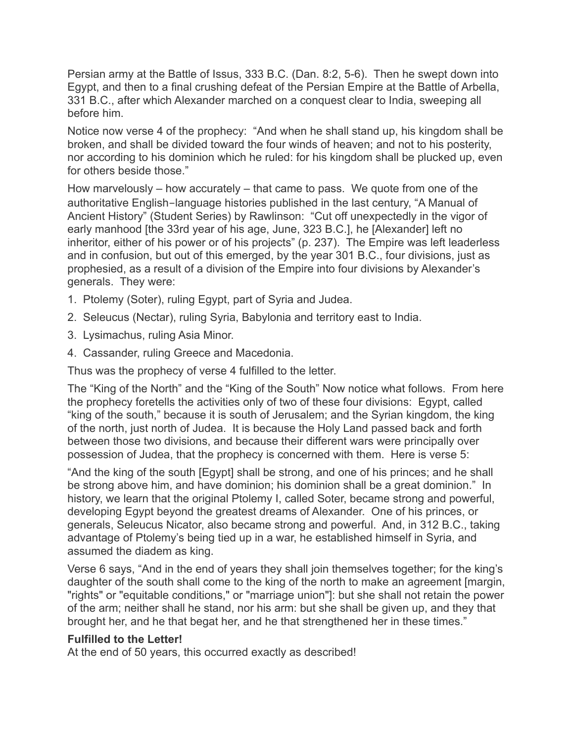Persian army at the Battle of Issus, 333 B.C. (Dan. 8:2, 5-6). Then he swept down into Egypt, and then to a final crushing defeat of the Persian Empire at the Battle of Arbella, 331 B.C., after which Alexander marched on a conquest clear to India, sweeping all before him.

Notice now verse 4 of the prophecy: "And when he shall stand up, his kingdom shall be broken, and shall be divided toward the four winds of heaven; and not to his posterity, nor according to his dominion which he ruled: for his kingdom shall be plucked up, even for others beside those."

How marvelously – how accurately – that came to pass. We quote from one of the authoritative English‑language histories published in the last century, "A Manual of Ancient History" (Student Series) by Rawlinson: "Cut off unexpectedly in the vigor of early manhood [the 33rd year of his age, June, 323 B.C.], he [Alexander] left no inheritor, either of his power or of his projects" (p. 237). The Empire was left leaderless and in confusion, but out of this emerged, by the year 301 B.C., four divisions, just as prophesied, as a result of a division of the Empire into four divisions by Alexander's generals. They were:

1. Ptolemy (Soter), ruling Egypt, part of Syria and Judea.
2. Seleucus (Nectar), ruling Syria, Babylonia and territory east to India.
3. Lysimachus, ruling Asia Minor.
4. Cassander, ruling Greece and Macedonia.

Thus was the prophecy of verse 4 fulfilled to the letter.

The "King of the North" and the "King of the South" Now notice what follows. From here the prophecy foretells the activities only of two of these four divisions: Egypt, called "king of the south," because it is south of Jerusalem; and the Syrian kingdom, the king of the north, just north of Judea. It is because the Holy Land passed back and forth between those two divisions, and because their different wars were principally over possession of Judea, that the prophecy is concerned with them. Here is verse 5:

"And the king of the south [Egypt] shall be strong, and one of his princes; and he shall be strong above him, and have dominion; his dominion shall be a great dominion." In history, we learn that the original Ptolemy I, called Soter, became strong and powerful, developing Egypt beyond the greatest dreams of Alexander. One of his princes, or generals, Seleucus Nicator, also became strong and powerful. And, in 312 B.C., taking advantage of Ptolemy's being tied up in a war, he established himself in Syria, and assumed the diadem as king.

Verse 6 says, "And in the end of years they shall join themselves together; for the king's daughter of the south shall come to the king of the north to make an agreement [margin, "rights" or "equitable conditions," or "marriage union"]: but she shall not retain the power of the arm; neither shall he stand, nor his arm: but she shall be given up, and they that brought her, and he that begat her, and he that strengthened her in these times."

**Fulfilled to the Letter!**

At the end of 50 years, this occurred exactly as described!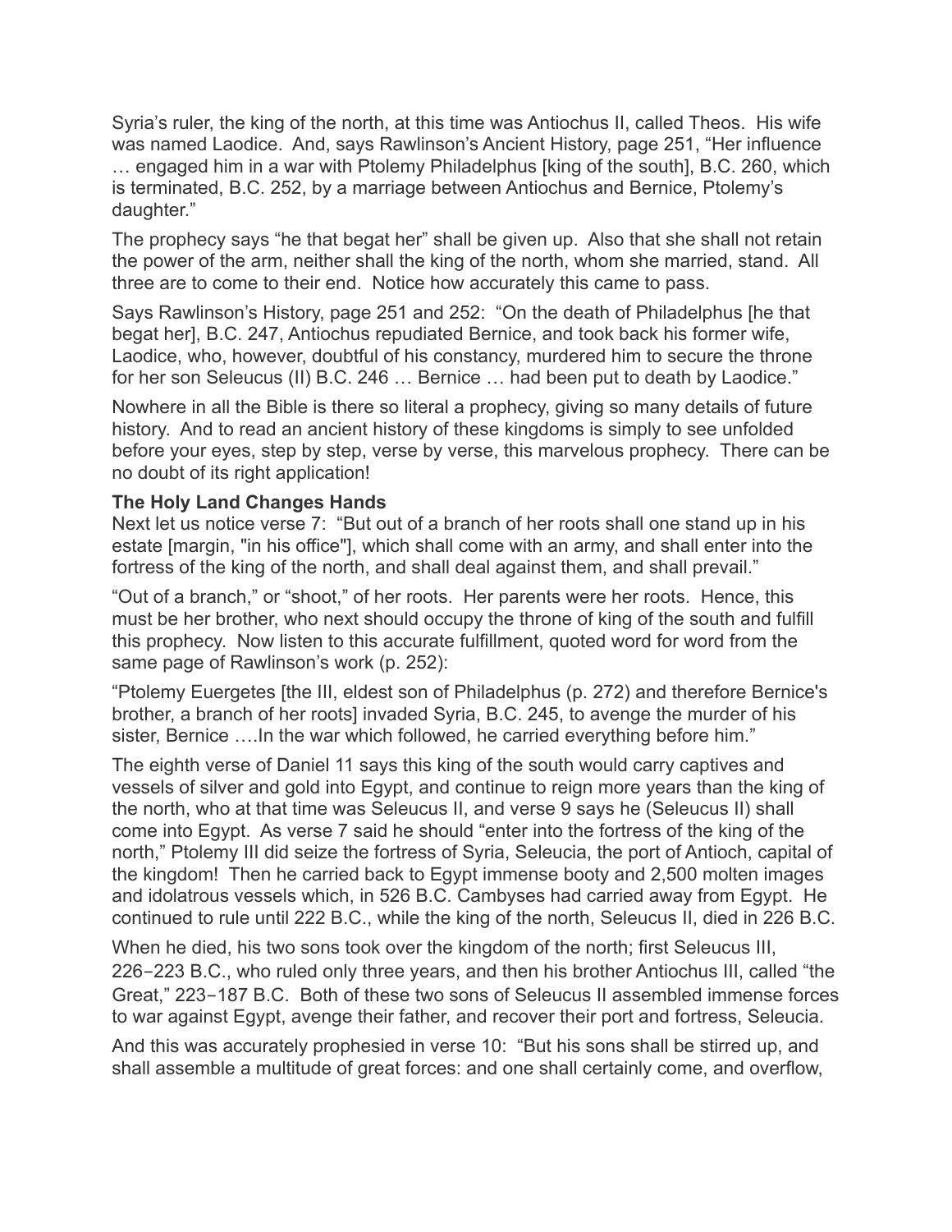Syria's ruler, the king of the north, at this time was Antiochus II, called Theos. His wife was named Laodice. And, says Rawlinson's Ancient History, page 251, "Her influence … engaged him in a war with Ptolemy Philadelphus [king of the south], B.C. 260, which is terminated, B.C. 252, by a marriage between Antiochus and Bernice, Ptolemy's daughter."

The prophecy says "he that begat her" shall be given up. Also that she shall not retain the power of the arm, neither shall the king of the north, whom she married, stand. All three are to come to their end. Notice how accurately this came to pass.

Says Rawlinson's History, page 251 and 252: "On the death of Philadelphus [he that begat her], B.C. 247, Antiochus repudiated Bernice, and took back his former wife, Laodice, who, however, doubtful of his constancy, murdered him to secure the throne for her son Seleucus (II) B.C. 246 … Bernice … had been put to death by Laodice."

Nowhere in all the Bible is there so literal a prophecy, giving so many details of future history. And to read an ancient history of these kingdoms is simply to see unfolded before your eyes, step by step, verse by verse, this marvelous prophecy. There can be no doubt of its right application!

**The Holy Land Changes Hands**

Next let us notice verse 7: "But out of a branch of her roots shall one stand up in his estate [margin, "in his office"], which shall come with an army, and shall enter into the fortress of the king of the north, and shall deal against them, and shall prevail."

"Out of a branch," or "shoot," of her roots. Her parents were her roots. Hence, this must be her brother, who next should occupy the throne of king of the south and fulfill this prophecy. Now listen to this accurate fulfillment, quoted word for word from the same page of Rawlinson's work (p. 252):

"Ptolemy Euergetes [the III, eldest son of Philadelphus (p. 272) and therefore Bernice's brother, a branch of her roots] invaded Syria, B.C. 245, to avenge the murder of his sister, Bernice ….In the war which followed, he carried everything before him."

The eighth verse of Daniel 11 says this king of the south would carry captives and vessels of silver and gold into Egypt, and continue to reign more years than the king of the north, who at that time was Seleucus II, and verse 9 says he (Seleucus II) shall come into Egypt. As verse 7 said he should "enter into the fortress of the king of the north," Ptolemy III did seize the fortress of Syria, Seleucia, the port of Antioch, capital of the kingdom! Then he carried back to Egypt immense booty and 2,500 molten images and idolatrous vessels which, in 526 B.C. Cambyses had carried away from Egypt. He continued to rule until 222 B.C., while the king of the north, Seleucus II, died in 226 B.C.

When he died, his two sons took over the kingdom of the north; first Seleucus III, 226–223 B.C., who ruled only three years, and then his brother Antiochus III, called "the Great," 223–187 B.C. Both of these two sons of Seleucus II assembled immense forces to war against Egypt, avenge their father, and recover their port and fortress, Seleucia.

And this was accurately prophesied in verse 10: "But his sons shall be stirred up, and shall assemble a multitude of great forces: and one shall certainly come, and overflow,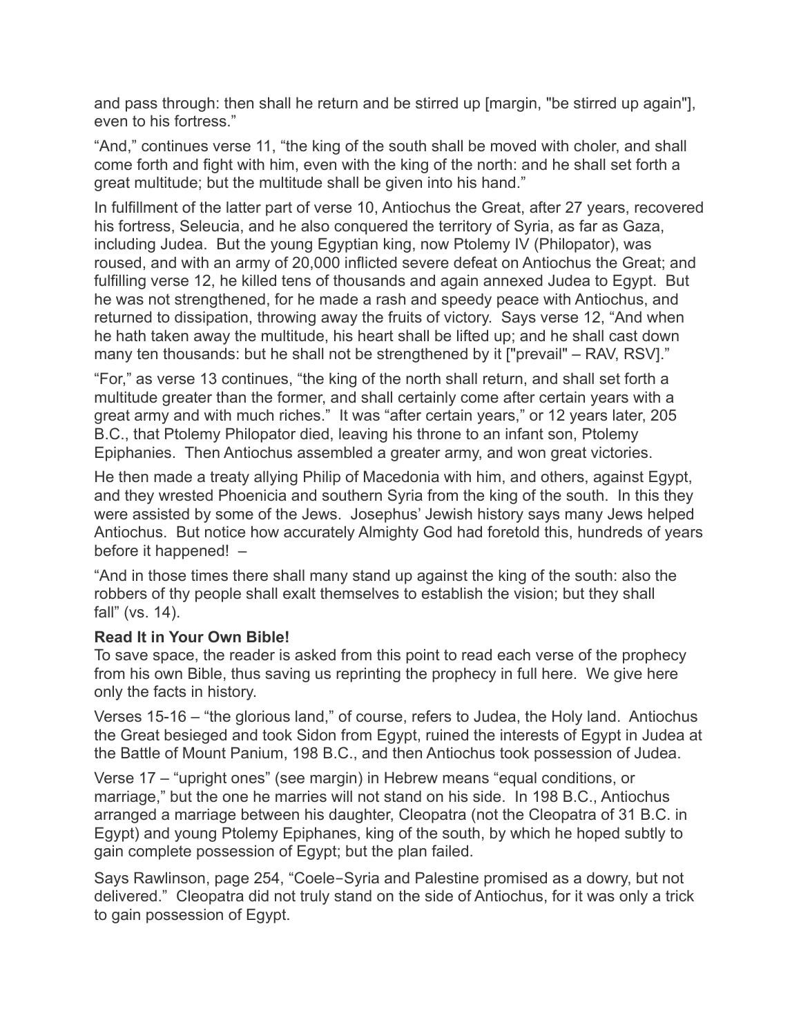and pass through: then shall he return and be stirred up [margin, "be stirred up again"], even to his fortress."

"And," continues verse 11, "the king of the south shall be moved with choler, and shall come forth and fight with him, even with the king of the north: and he shall set forth a great multitude; but the multitude shall be given into his hand."

In fulfillment of the latter part of verse 10, Antiochus the Great, after 27 years, recovered his fortress, Seleucia, and he also conquered the territory of Syria, as far as Gaza, including Judea. But the young Egyptian king, now Ptolemy IV (Philopator), was roused, and with an army of 20,000 inflicted severe defeat on Antiochus the Great; and fulfilling verse 12, he killed tens of thousands and again annexed Judea to Egypt. But he was not strengthened, for he made a rash and speedy peace with Antiochus, and returned to dissipation, throwing away the fruits of victory. Says verse 12, "And when he hath taken away the multitude, his heart shall be lifted up; and he shall cast down many ten thousands: but he shall not be strengthened by it ["prevail" – RAV, RSV]."

"For," as verse 13 continues, "the king of the north shall return, and shall set forth a multitude greater than the former, and shall certainly come after certain years with a great army and with much riches." It was "after certain years," or 12 years later, 205 B.C., that Ptolemy Philopator died, leaving his throne to an infant son, Ptolemy Epiphanies. Then Antiochus assembled a greater army, and won great victories.

He then made a treaty allying Philip of Macedonia with him, and others, against Egypt, and they wrested Phoenicia and southern Syria from the king of the south. In this they were assisted by some of the Jews. Josephus' Jewish history says many Jews helped Antiochus. But notice how accurately Almighty God had foretold this, hundreds of years before it happened! –

"And in those times there shall many stand up against the king of the south: also the robbers of thy people shall exalt themselves to establish the vision; but they shall fall" (vs. 14).

**Read It in Your Own Bible!**

To save space, the reader is asked from this point to read each verse of the prophecy from his own Bible, thus saving us reprinting the prophecy in full here. We give here only the facts in history.

Verses 15-16 – "the glorious land," of course, refers to Judea, the Holy land. Antiochus the Great besieged and took Sidon from Egypt, ruined the interests of Egypt in Judea at the Battle of Mount Panium, 198 B.C., and then Antiochus took possession of Judea.

Verse 17 – "upright ones" (see margin) in Hebrew means "equal conditions, or marriage," but the one he marries will not stand on his side. In 198 B.C., Antiochus arranged a marriage between his daughter, Cleopatra (not the Cleopatra of 31 B.C. in Egypt) and young Ptolemy Epiphanes, king of the south, by which he hoped subtly to gain complete possession of Egypt; but the plan failed.

Says Rawlinson, page 254, "Coele-Syria and Palestine promised as a dowry, but not delivered." Cleopatra did not truly stand on the side of Antiochus, for it was only a trick to gain possession of Egypt.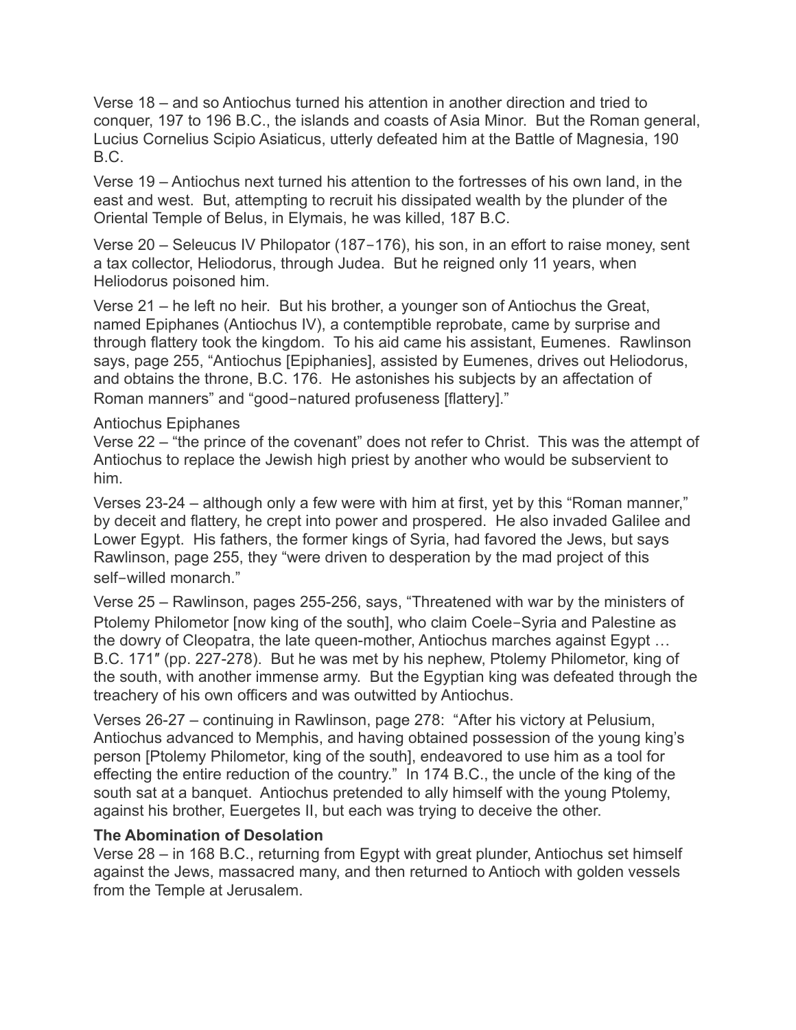Verse 18 – and so Antiochus turned his attention in another direction and tried to conquer, 197 to 196 B.C., the islands and coasts of Asia Minor. But the Roman general, Lucius Cornelius Scipio Asiaticus, utterly defeated him at the Battle of Magnesia, 190 B.C.

Verse 19 – Antiochus next turned his attention to the fortresses of his own land, in the east and west. But, attempting to recruit his dissipated wealth by the plunder of the Oriental Temple of Belus, in Elymais, he was killed, 187 B.C.

Verse 20 – Seleucus IV Philopator (187–176), his son, in an effort to raise money, sent a tax collector, Heliodorus, through Judea. But he reigned only 11 years, when Heliodorus poisoned him.

Verse 21 – he left no heir. But his brother, a younger son of Antiochus the Great, named Epiphanes (Antiochus IV), a contemptible reprobate, came by surprise and through flattery took the kingdom. To his aid came his assistant, Eumenes. Rawlinson says, page 255, "Antiochus [Epiphanies], assisted by Eumenes, drives out Heliodorus, and obtains the throne, B.C. 176. He astonishes his subjects by an affectation of Roman manners" and "good-natured profuseness [flattery]."

Antiochus Epiphanes

Verse 22 – "the prince of the covenant" does not refer to Christ. This was the attempt of Antiochus to replace the Jewish high priest by another who would be subservient to him.

Verses 23-24 – although only a few were with him at first, yet by this "Roman manner," by deceit and flattery, he crept into power and prospered. He also invaded Galilee and Lower Egypt. His fathers, the former kings of Syria, had favored the Jews, but says Rawlinson, page 255, they "were driven to desperation by the mad project of this self-willed monarch."

Verse 25 – Rawlinson, pages 255-256, says, "Threatened with war by the ministers of Ptolemy Philometor [now king of the south], who claim Coele-Syria and Palestine as the dowry of Cleopatra, the late queen-mother, Antiochus marches against Egypt … B.C. 171″ (pp. 227-278). But he was met by his nephew, Ptolemy Philometor, king of the south, with another immense army. But the Egyptian king was defeated through the treachery of his own officers and was outwitted by Antiochus.

Verses 26-27 – continuing in Rawlinson, page 278: "After his victory at Pelusium, Antiochus advanced to Memphis, and having obtained possession of the young king's person [Ptolemy Philometor, king of the south], endeavored to use him as a tool for effecting the entire reduction of the country." In 174 B.C., the uncle of the king of the south sat at a banquet. Antiochus pretended to ally himself with the young Ptolemy, against his brother, Euergetes II, but each was trying to deceive the other.

**The Abomination of Desolation**

Verse 28 – in 168 B.C., returning from Egypt with great plunder, Antiochus set himself against the Jews, massacred many, and then returned to Antioch with golden vessels from the Temple at Jerusalem.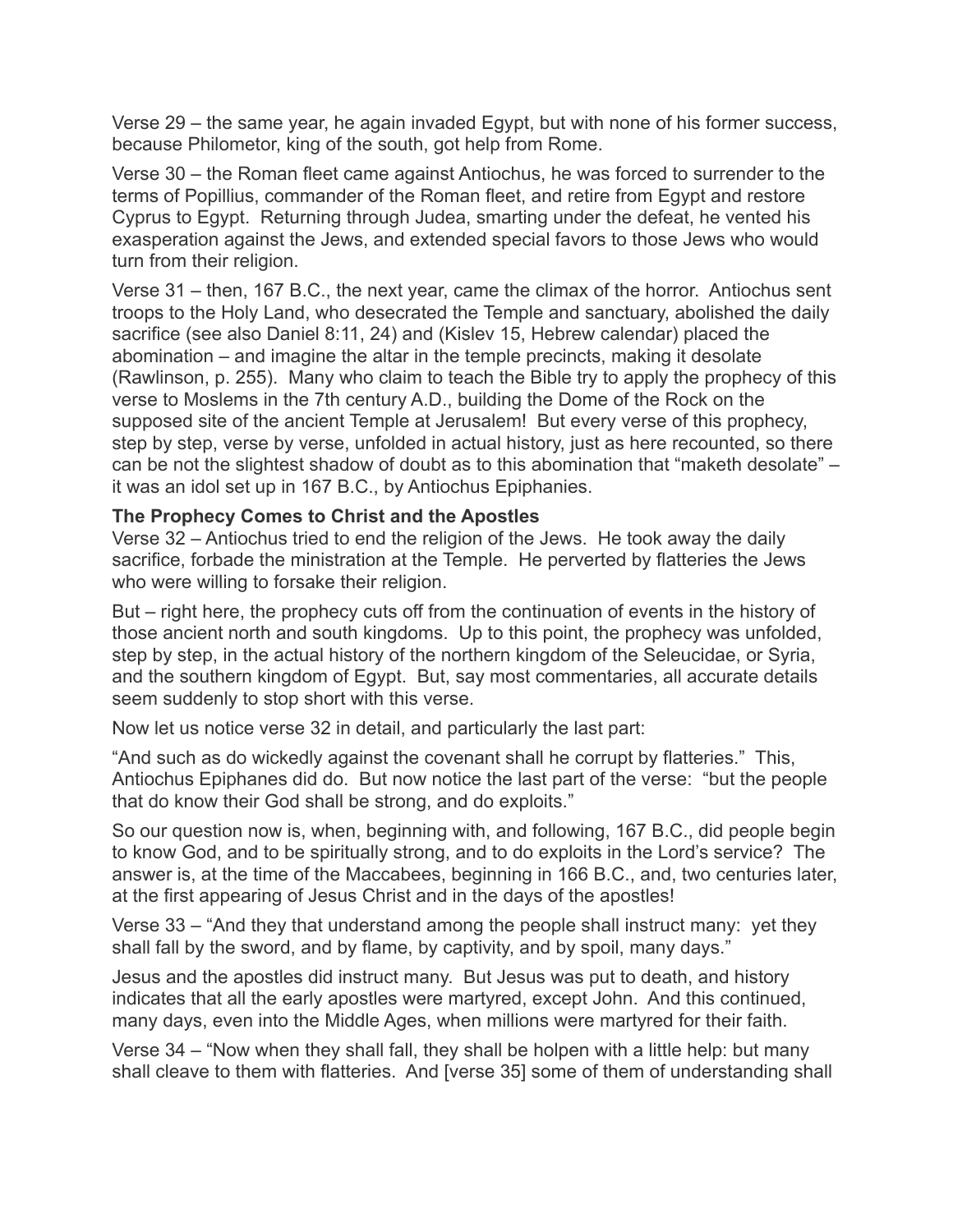Verse 29 – the same year, he again invaded Egypt, but with none of his former success, because Philometor, king of the south, got help from Rome.

Verse 30 – the Roman fleet came against Antiochus, he was forced to surrender to the terms of Popillius, commander of the Roman fleet, and retire from Egypt and restore Cyprus to Egypt. Returning through Judea, smarting under the defeat, he vented his exasperation against the Jews, and extended special favors to those Jews who would turn from their religion.

Verse 31 – then, 167 B.C., the next year, came the climax of the horror. Antiochus sent troops to the Holy Land, who desecrated the Temple and sanctuary, abolished the daily sacrifice (see also Daniel 8:11, 24) and (Kislev 15, Hebrew calendar) placed the abomination – and imagine the altar in the temple precincts, making it desolate (Rawlinson, p. 255). Many who claim to teach the Bible try to apply the prophecy of this verse to Moslems in the 7th century A.D., building the Dome of the Rock on the supposed site of the ancient Temple at Jerusalem! But every verse of this prophecy, step by step, verse by verse, unfolded in actual history, just as here recounted, so there can be not the slightest shadow of doubt as to this abomination that "maketh desolate" – it was an idol set up in 167 B.C., by Antiochus Epiphanies.

**The Prophecy Comes to Christ and the Apostles**

Verse 32 – Antiochus tried to end the religion of the Jews. He took away the daily sacrifice, forbade the ministration at the Temple. He perverted by flatteries the Jews who were willing to forsake their religion.

But – right here, the prophecy cuts off from the continuation of events in the history of those ancient north and south kingdoms. Up to this point, the prophecy was unfolded, step by step, in the actual history of the northern kingdom of the Seleucidae, or Syria, and the southern kingdom of Egypt. But, say most commentaries, all accurate details seem suddenly to stop short with this verse.

Now let us notice verse 32 in detail, and particularly the last part:

"And such as do wickedly against the covenant shall he corrupt by flatteries." This, Antiochus Epiphanes did do. But now notice the last part of the verse: "but the people that do know their God shall be strong, and do exploits."

So our question now is, when, beginning with, and following, 167 B.C., did people begin to know God, and to be spiritually strong, and to do exploits in the Lord's service? The answer is, at the time of the Maccabees, beginning in 166 B.C., and, two centuries later, at the first appearing of Jesus Christ and in the days of the apostles!

Verse 33 – "And they that understand among the people shall instruct many: yet they shall fall by the sword, and by flame, by captivity, and by spoil, many days."

Jesus and the apostles did instruct many. But Jesus was put to death, and history indicates that all the early apostles were martyred, except John. And this continued, many days, even into the Middle Ages, when millions were martyred for their faith.

Verse 34 – "Now when they shall fall, they shall be holpen with a little help: but many shall cleave to them with flatteries. And [verse 35] some of them of understanding shall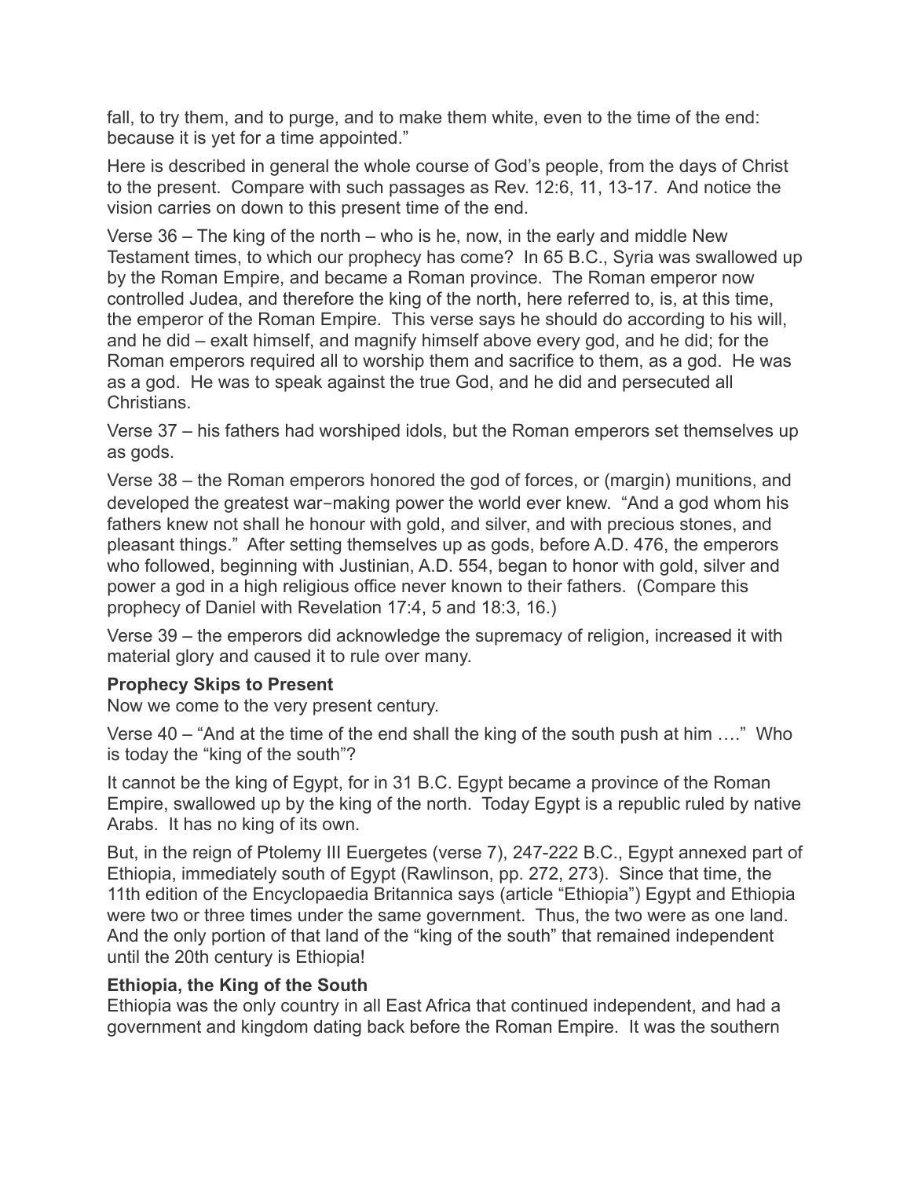fall, to try them, and to purge, and to make them white, even to the time of the end: because it is yet for a time appointed."

Here is described in general the whole course of God's people, from the days of Christ to the present. Compare with such passages as Rev. 12:6, 11, 13-17. And notice the vision carries on down to this present time of the end.

Verse 36 – The king of the north – who is he, now, in the early and middle New Testament times, to which our prophecy has come? In 65 B.C., Syria was swallowed up by the Roman Empire, and became a Roman province. The Roman emperor now controlled Judea, and therefore the king of the north, here referred to, is, at this time, the emperor of the Roman Empire. This verse says he should do according to his will, and he did – exalt himself, and magnify himself above every god, and he did; for the Roman emperors required all to worship them and sacrifice to them, as a god. He was as a god. He was to speak against the true God, and he did and persecuted all Christians.

Verse 37 – his fathers had worshiped idols, but the Roman emperors set themselves up as gods.

Verse 38 – the Roman emperors honored the god of forces, or (margin) munitions, and developed the greatest war-making power the world ever knew. "And a god whom his fathers knew not shall he honour with gold, and silver, and with precious stones, and pleasant things." After setting themselves up as gods, before A.D. 476, the emperors who followed, beginning with Justinian, A.D. 554, began to honor with gold, silver and power a god in a high religious office never known to their fathers. (Compare this prophecy of Daniel with Revelation 17:4, 5 and 18:3, 16.)

Verse 39 – the emperors did acknowledge the supremacy of religion, increased it with material glory and caused it to rule over many.

**Prophecy Skips to Present**

Now we come to the very present century.

Verse 40 – "And at the time of the end shall the king of the south push at him …." Who is today the "king of the south"?

It cannot be the king of Egypt, for in 31 B.C. Egypt became a province of the Roman Empire, swallowed up by the king of the north. Today Egypt is a republic ruled by native Arabs. It has no king of its own.

But, in the reign of Ptolemy III Euergetes (verse 7), 247-222 B.C., Egypt annexed part of Ethiopia, immediately south of Egypt (Rawlinson, pp. 272, 273). Since that time, the 11th edition of the Encyclopaedia Britannica says (article "Ethiopia") Egypt and Ethiopia were two or three times under the same government. Thus, the two were as one land. And the only portion of that land of the "king of the south" that remained independent until the 20th century is Ethiopia!

**Ethiopia, the King of the South**

Ethiopia was the only country in all East Africa that continued independent, and had a government and kingdom dating back before the Roman Empire. It was the southern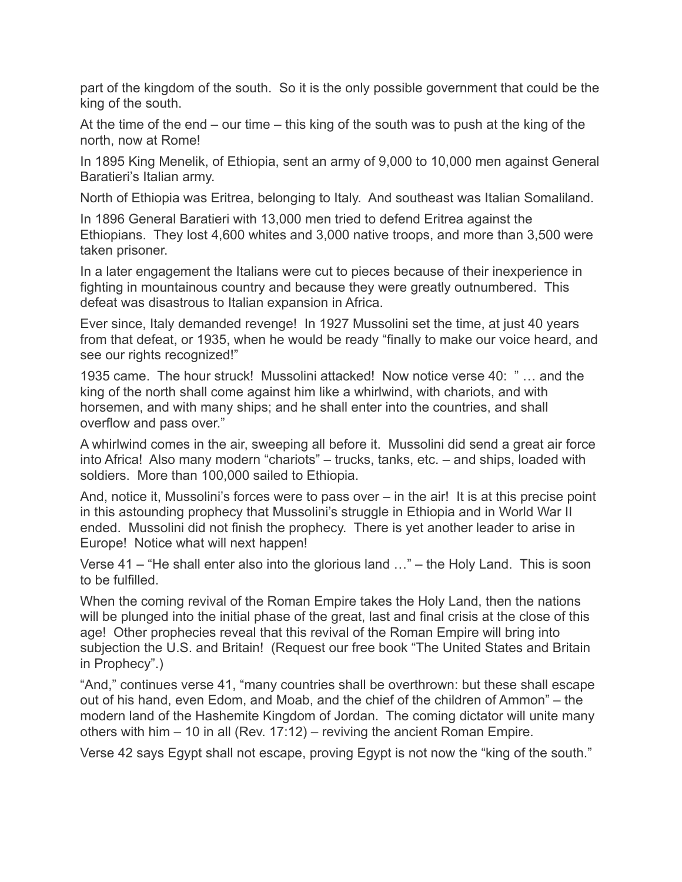part of the kingdom of the south. So it is the only possible government that could be the king of the south.

At the time of the end – our time – this king of the south was to push at the king of the north, now at Rome!

In 1895 King Menelik, of Ethiopia, sent an army of 9,000 to 10,000 men against General Baratieri's Italian army.

North of Ethiopia was Eritrea, belonging to Italy. And southeast was Italian Somaliland.

In 1896 General Baratieri with 13,000 men tried to defend Eritrea against the Ethiopians. They lost 4,600 whites and 3,000 native troops, and more than 3,500 were taken prisoner.

In a later engagement the Italians were cut to pieces because of their inexperience in fighting in mountainous country and because they were greatly outnumbered. This defeat was disastrous to Italian expansion in Africa.

Ever since, Italy demanded revenge! In 1927 Mussolini set the time, at just 40 years from that defeat, or 1935, when he would be ready "finally to make our voice heard, and see our rights recognized!"

1935 came. The hour struck! Mussolini attacked! Now notice verse 40: " … and the king of the north shall come against him like a whirlwind, with chariots, and with horsemen, and with many ships; and he shall enter into the countries, and shall overflow and pass over."

A whirlwind comes in the air, sweeping all before it. Mussolini did send a great air force into Africa! Also many modern "chariots" – trucks, tanks, etc. – and ships, loaded with soldiers. More than 100,000 sailed to Ethiopia.

And, notice it, Mussolini's forces were to pass over – in the air! It is at this precise point in this astounding prophecy that Mussolini's struggle in Ethiopia and in World War II ended. Mussolini did not finish the prophecy. There is yet another leader to arise in Europe! Notice what will next happen!

Verse 41 – "He shall enter also into the glorious land …" – the Holy Land. This is soon to be fulfilled.

When the coming revival of the Roman Empire takes the Holy Land, then the nations will be plunged into the initial phase of the great, last and final crisis at the close of this age! Other prophecies reveal that this revival of the Roman Empire will bring into subjection the U.S. and Britain! (Request our free book "The United States and Britain in Prophecy".)

"And," continues verse 41, "many countries shall be overthrown: but these shall escape out of his hand, even Edom, and Moab, and the chief of the children of Ammon" – the modern land of the Hashemite Kingdom of Jordan. The coming dictator will unite many others with him – 10 in all (Rev. 17:12) – reviving the ancient Roman Empire.

Verse 42 says Egypt shall not escape, proving Egypt is not now the "king of the south."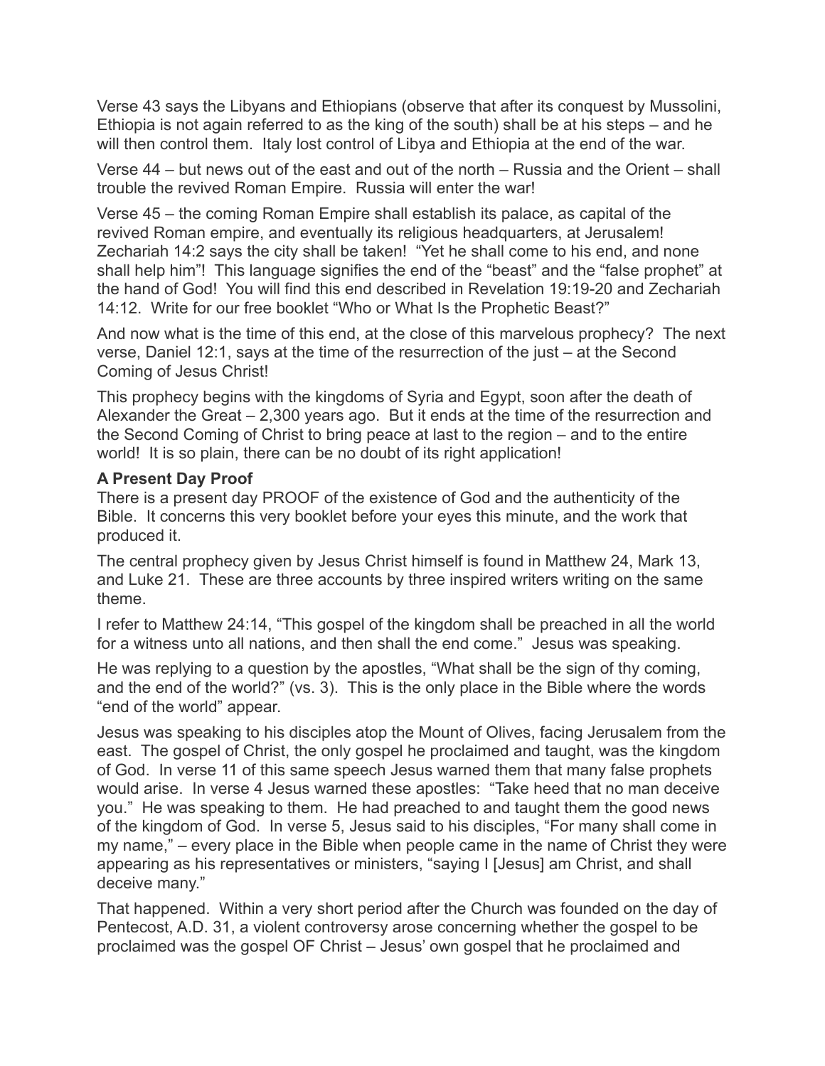Verse 43 says the Libyans and Ethiopians (observe that after its conquest by Mussolini, Ethiopia is not again referred to as the king of the south) shall be at his steps – and he will then control them. Italy lost control of Libya and Ethiopia at the end of the war.

Verse 44 – but news out of the east and out of the north – Russia and the Orient – shall trouble the revived Roman Empire. Russia will enter the war!

Verse 45 – the coming Roman Empire shall establish its palace, as capital of the revived Roman empire, and eventually its religious headquarters, at Jerusalem! Zechariah 14:2 says the city shall be taken! "Yet he shall come to his end, and none shall help him"! This language signifies the end of the "beast" and the "false prophet" at the hand of God! You will find this end described in Revelation 19:19-20 and Zechariah 14:12. Write for our free booklet "Who or What Is the Prophetic Beast?"

And now what is the time of this end, at the close of this marvelous prophecy? The next verse, Daniel 12:1, says at the time of the resurrection of the just – at the Second Coming of Jesus Christ!

This prophecy begins with the kingdoms of Syria and Egypt, soon after the death of Alexander the Great – 2,300 years ago. But it ends at the time of the resurrection and the Second Coming of Christ to bring peace at last to the region – and to the entire world! It is so plain, there can be no doubt of its right application!

**A Present Day Proof**

There is a present day PROOF of the existence of God and the authenticity of the Bible. It concerns this very booklet before your eyes this minute, and the work that produced it.

The central prophecy given by Jesus Christ himself is found in Matthew 24, Mark 13, and Luke 21. These are three accounts by three inspired writers writing on the same theme.

I refer to Matthew 24:14, "This gospel of the kingdom shall be preached in all the world for a witness unto all nations, and then shall the end come." Jesus was speaking.

He was replying to a question by the apostles, "What shall be the sign of thy coming, and the end of the world?" (vs. 3). This is the only place in the Bible where the words "end of the world" appear.

Jesus was speaking to his disciples atop the Mount of Olives, facing Jerusalem from the east. The gospel of Christ, the only gospel he proclaimed and taught, was the kingdom of God. In verse 11 of this same speech Jesus warned them that many false prophets would arise. In verse 4 Jesus warned these apostles: "Take heed that no man deceive you." He was speaking to them. He had preached to and taught them the good news of the kingdom of God. In verse 5, Jesus said to his disciples, "For many shall come in my name," – every place in the Bible when people came in the name of Christ they were appearing as his representatives or ministers, "saying I [Jesus] am Christ, and shall deceive many."

That happened. Within a very short period after the Church was founded on the day of Pentecost, A.D. 31, a violent controversy arose concerning whether the gospel to be proclaimed was the gospel OF Christ – Jesus' own gospel that he proclaimed and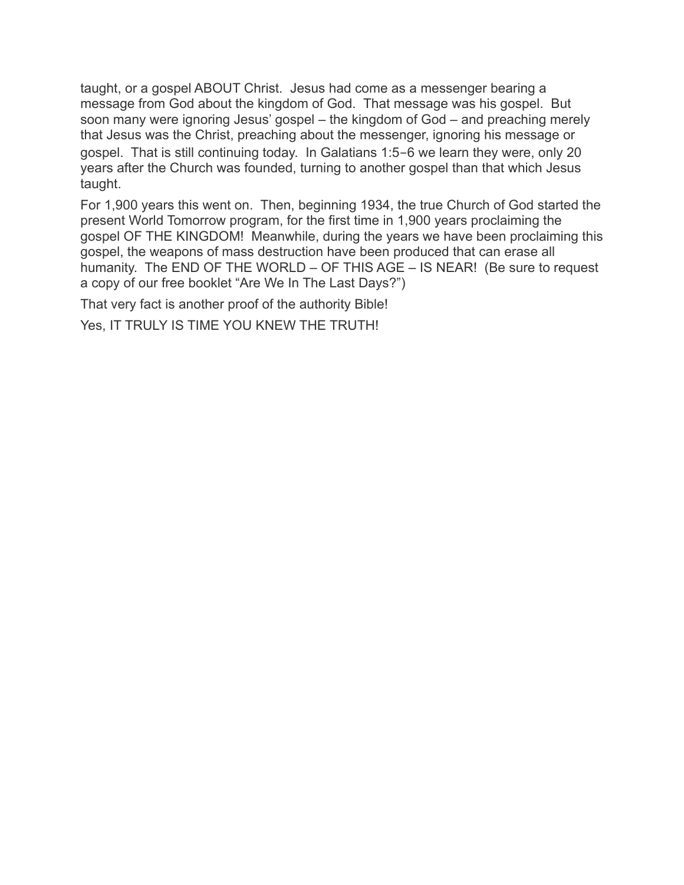taught, or a gospel ABOUT Christ. Jesus had come as a messenger bearing a message from God about the kingdom of God. That message was his gospel. But soon many were ignoring Jesus' gospel – the kingdom of God – and preaching merely that Jesus was the Christ, preaching about the messenger, ignoring his message or gospel. That is still continuing today. In Galatians 1:5-6 we learn they were, only 20 years after the Church was founded, turning to another gospel than that which Jesus taught.

For 1,900 years this went on. Then, beginning 1934, the true Church of God started the present World Tomorrow program, for the first time in 1,900 years proclaiming the gospel OF THE KINGDOM! Meanwhile, during the years we have been proclaiming this gospel, the weapons of mass destruction have been produced that can erase all humanity. The END OF THE WORLD – OF THIS AGE – IS NEAR! (Be sure to request a copy of our free booklet "Are We In The Last Days?")

That very fact is another proof of the authority Bible!

Yes, IT TRULY IS TIME YOU KNEW THE TRUTH!